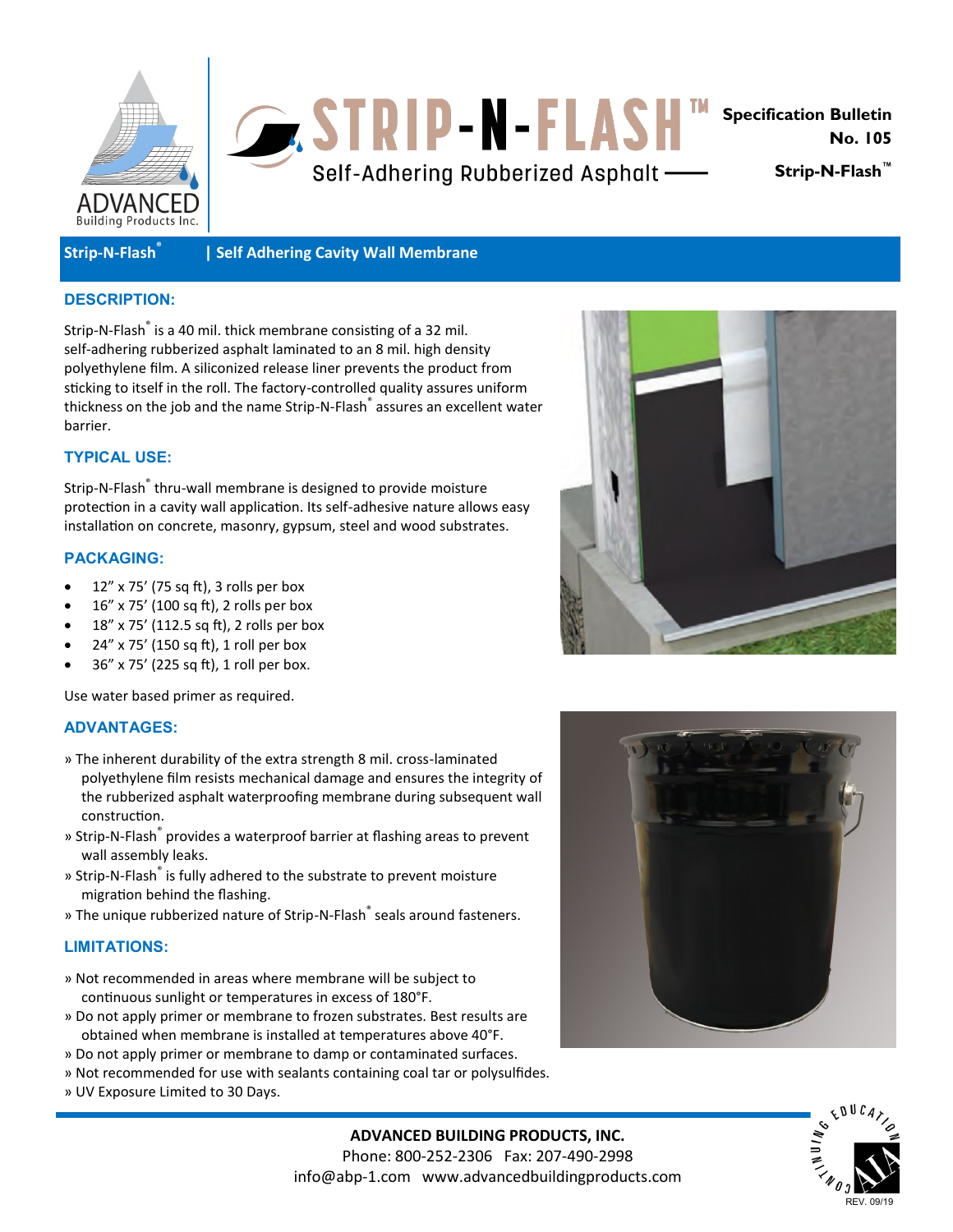# STRIP-N-FLASH™

Self-Adhering Rubberized Asphalt

**Specification Bulletin No. 105**

**Strip-N-Flash™**

## Strip-N-Flash® | Self Adhering Cavity Wall Membrane

### DESCRIPTION:

Strip-N-Flash® is a 40 mil. thick membrane consisting of a 32 mil. self-adhering rubberized asphalt laminated to an 8 mil. high density polyethylene film. A siliconized release liner prevents the product from sticking to itself in the roll. The factory-controlled quality assures uniform thickness on the job and the name Strip-N-Flash® assures an excellent water barrier.

### TYPICAL USE:

Strip-N-Flash® thru-wall membrane is designed to provide moisture protection in a cavity wall application. Its self-adhesive nature allows easy installation on concrete, masonry, gypsum, steel and wood substrates.

### PACKAGING:

- 12" x 75' (75 sq ft), 3 rolls per box
- 16" x 75' (100 sq ft), 2 rolls per box
- 18" x 75' (112.5 sq ft), 2 rolls per box
- 24" x 75' (150 sq ft), 1 roll per box
- 36" x 75' (225 sq ft), 1 roll per box.

Use water based primer as required.

### ADVANTAGES:

- The inherent durability of the extra strength 8 mil. cross-laminated polyethylene film resists mechanical damage and ensures the integrity of the rubberized asphalt waterproofing membrane during subsequent wall construction.
- Strip-N-Flash® provides a waterproof barrier at flashing areas to prevent wall assembly leaks.
- Strip-N-Flash® is fully adhered to the substrate to prevent moisture migration behind the flashing.
- The unique rubberized nature of Strip-N-Flash® seals around fasteners.

### LIMITATIONS:

- Not recommended in areas where membrane will be subject to continuous sunlight or temperatures in excess of 180°F.
- Do not apply primer or membrane to frozen substrates. Best results are obtained when membrane is installed at temperatures above 40°F.
- Do not apply primer or membrane to damp or contaminated surfaces.
- Not recommended for use with sealants containing coal tar or polysulfides.
- UV Exposure Limited to 30 Days.

**ADVANCED BUILDING PRODUCTS, INC.**
Phone: 800-252-2306 Fax: 207-490-2998
info@abp-1.com www.advancedbuildingproducts.com

REV. 09/19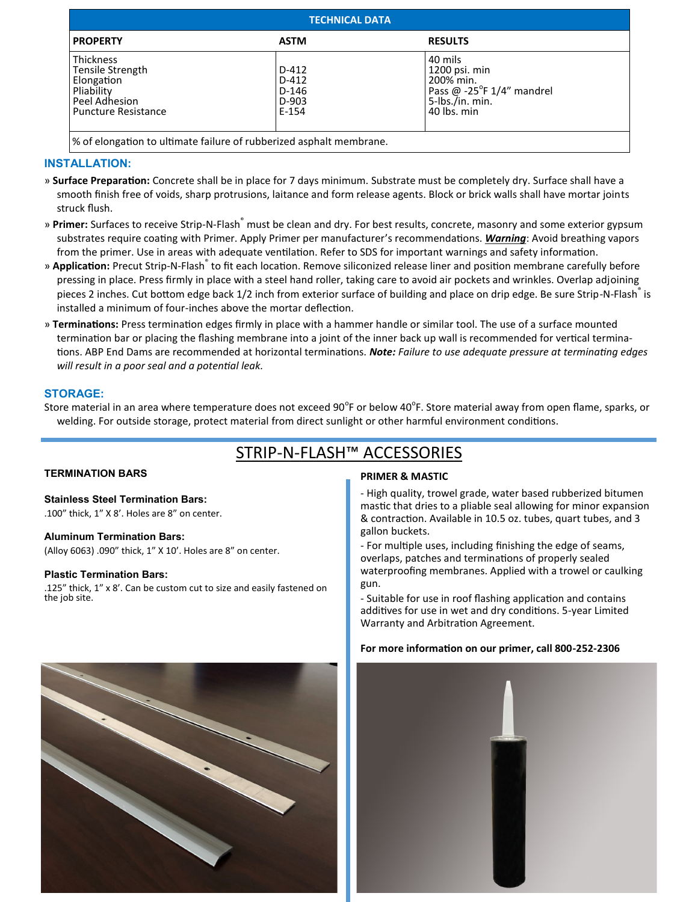| TECHNICAL DATA | | |
|---|---|---|
| **PROPERTY** | **ASTM** | **RESULTS** |
| Thickness | | 40 mils |
| Tensile Strength | D-412 | 1200 psi. min |
| Elongation | D-412 | 200% min. |
| Pliability | D-146 | Pass @ -25°F 1/4" mandrel |
| Peel Adhesion | D-903 | 5-lbs./in. min. |
| Puncture Resistance | E-154 | 40 lbs. min |
| % of elongation to ultimate failure of rubberized asphalt membrane. | | |

## INSTALLATION:

» **Surface Preparation:** Concrete shall be in place for 7 days minimum. Substrate must be completely dry. Surface shall have a smooth finish free of voids, sharp protrusions, laitance and form release agents. Block or brick walls shall have mortar joints struck flush.

» **Primer:** Surfaces to receive Strip-N-Flash® must be clean and dry. For best results, concrete, masonry and some exterior gypsum substrates require coating with Primer. Apply Primer per manufacturer's recommendations. ***Warning***: Avoid breathing vapors from the primer. Use in areas with adequate ventilation. Refer to SDS for important warnings and safety information.

» **Application:** Precut Strip-N-Flash® to fit each location. Remove siliconized release liner and position membrane carefully before pressing in place. Press firmly in place with a steel hand roller, taking care to avoid air pockets and wrinkles. Overlap adjoining pieces 2 inches. Cut bottom edge back 1/2 inch from exterior surface of building and place on drip edge. Be sure Strip-N-Flash® is installed a minimum of four-inches above the mortar deflection.

» **Terminations:** Press termination edges firmly in place with a hammer handle or similar tool. The use of a surface mounted termination bar or placing the flashing membrane into a joint of the inner back up wall is recommended for vertical terminations. ABP End Dams are recommended at horizontal terminations. ***Note:*** *Failure to use adequate pressure at terminating edges will result in a poor seal and a potential leak.*

## STORAGE:

Store material in an area where temperature does not exceed 90°F or below 40°F. Store material away from open flame, sparks, or welding. For outside storage, protect material from direct sunlight or other harmful environment conditions.

# STRIP-N-FLASH™ ACCESSORIES

### TERMINATION BARS

**Stainless Steel Termination Bars:**
.100" thick, 1" X 8'. Holes are 8" on center.

**Aluminum Termination Bars:**
(Alloy 6063) .090" thick, 1" X 10'. Holes are 8" on center.

**Plastic Termination Bars:**
.125" thick, 1" x 8'. Can be custom cut to size and easily fastened on the job site.

### PRIMER & MASTIC

- High quality, trowel grade, water based rubberized bitumen mastic that dries to a pliable seal allowing for minor expansion & contraction. Available in 10.5 oz. tubes, quart tubes, and 3 gallon buckets.
- For multiple uses, including finishing the edge of seams, overlaps, patches and terminations of properly sealed waterproofing membranes. Applied with a trowel or caulking gun.
- Suitable for use in roof flashing application and contains additives for use in wet and dry conditions. 5-year Limited Warranty and Arbitration Agreement.

**For more information on our primer, call 800-252-2306**